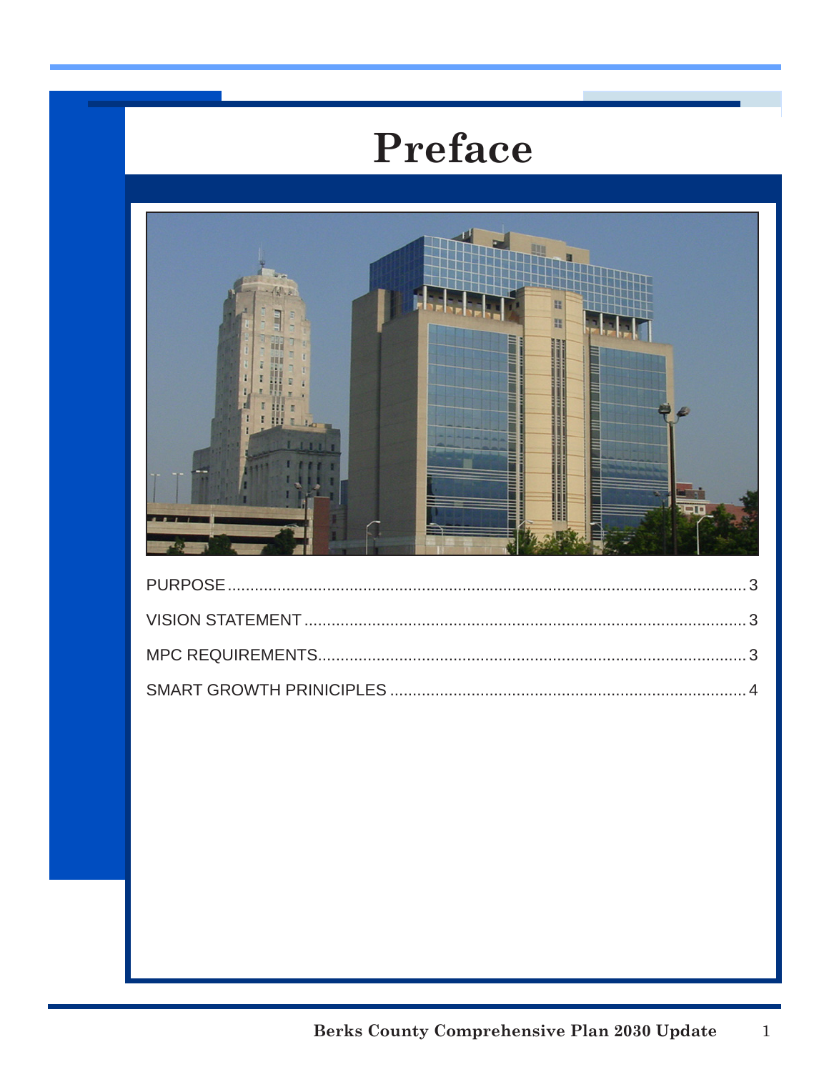# Preface

PURPOSE .................................................................................................................. 3

VISION STATEMENT ................................................................................................. 3

MPC REQUIREMENTS.............................................................................................. 3

SMART GROWTH PRINICIPLES .............................................................................. 4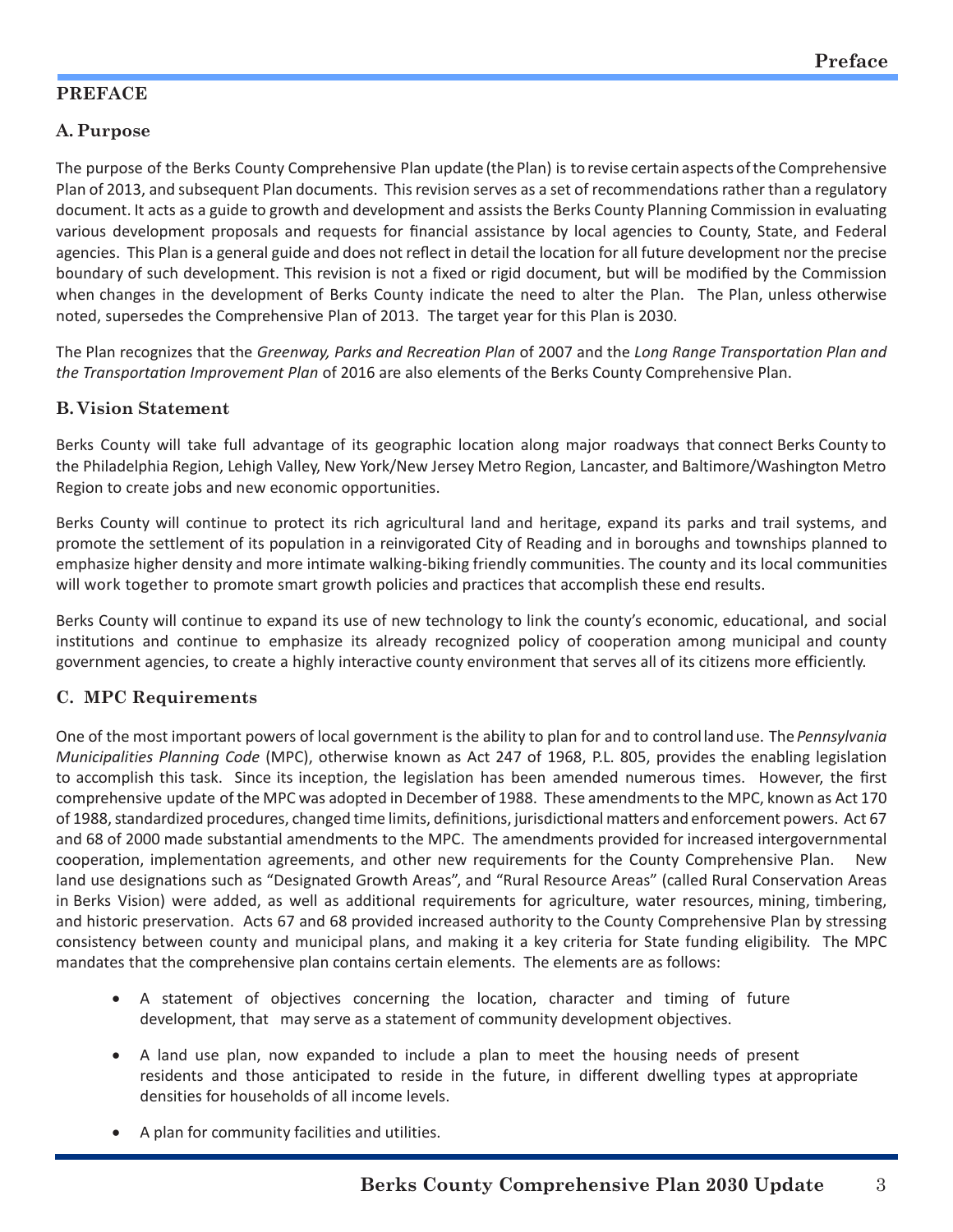## PREFACE

### A. Purpose

The purpose of the Berks County Comprehensive Plan update (the Plan) is to revise certain aspects of the Comprehensive Plan of 2013, and subsequent Plan documents. This revision serves as a set of recommendations rather than a regulatory document. It acts as a guide to growth and development and assists the Berks County Planning Commission in evaluating various development proposals and requests for financial assistance by local agencies to County, State, and Federal agencies. This Plan is a general guide and does not reflect in detail the location for all future development nor the precise boundary of such development. This revision is not a fixed or rigid document, but will be modified by the Commission when changes in the development of Berks County indicate the need to alter the Plan. The Plan, unless otherwise noted, supersedes the Comprehensive Plan of 2013. The target year for this Plan is 2030.

The Plan recognizes that the *Greenway, Parks and Recreation Plan* of 2007 and the *Long Range Transportation Plan and the Transportation Improvement Plan* of 2016 are also elements of the Berks County Comprehensive Plan.

### B. Vision Statement

Berks County will take full advantage of its geographic location along major roadways that connect Berks County to the Philadelphia Region, Lehigh Valley, New York/New Jersey Metro Region, Lancaster, and Baltimore/Washington Metro Region to create jobs and new economic opportunities.

Berks County will continue to protect its rich agricultural land and heritage, expand its parks and trail systems, and promote the settlement of its population in a reinvigorated City of Reading and in boroughs and townships planned to emphasize higher density and more intimate walking-biking friendly communities. The county and its local communities will work together to promote smart growth policies and practices that accomplish these end results.

Berks County will continue to expand its use of new technology to link the county's economic, educational, and social institutions and continue to emphasize its already recognized policy of cooperation among municipal and county government agencies, to create a highly interactive county environment that serves all of its citizens more efficiently.

### C. MPC Requirements

One of the most important powers of local government is the ability to plan for and to control land use. The *Pennsylvania Municipalities Planning Code* (MPC), otherwise known as Act 247 of 1968, P.L. 805, provides the enabling legislation to accomplish this task. Since its inception, the legislation has been amended numerous times. However, the first comprehensive update of the MPC was adopted in December of 1988. These amendments to the MPC, known as Act 170 of 1988, standardized procedures, changed time limits, definitions, jurisdictional matters and enforcement powers. Act 67 and 68 of 2000 made substantial amendments to the MPC. The amendments provided for increased intergovernmental cooperation, implementation agreements, and other new requirements for the County Comprehensive Plan. New land use designations such as "Designated Growth Areas", and "Rural Resource Areas" (called Rural Conservation Areas in Berks Vision) were added, as well as additional requirements for agriculture, water resources, mining, timbering, and historic preservation. Acts 67 and 68 provided increased authority to the County Comprehensive Plan by stressing consistency between county and municipal plans, and making it a key criteria for State funding eligibility. The MPC mandates that the comprehensive plan contains certain elements. The elements are as follows:

- A statement of objectives concerning the location, character and timing of future development, that may serve as a statement of community development objectives.
- A land use plan, now expanded to include a plan to meet the housing needs of present residents and those anticipated to reside in the future, in different dwelling types at appropriate densities for households of all income levels.
- A plan for community facilities and utilities.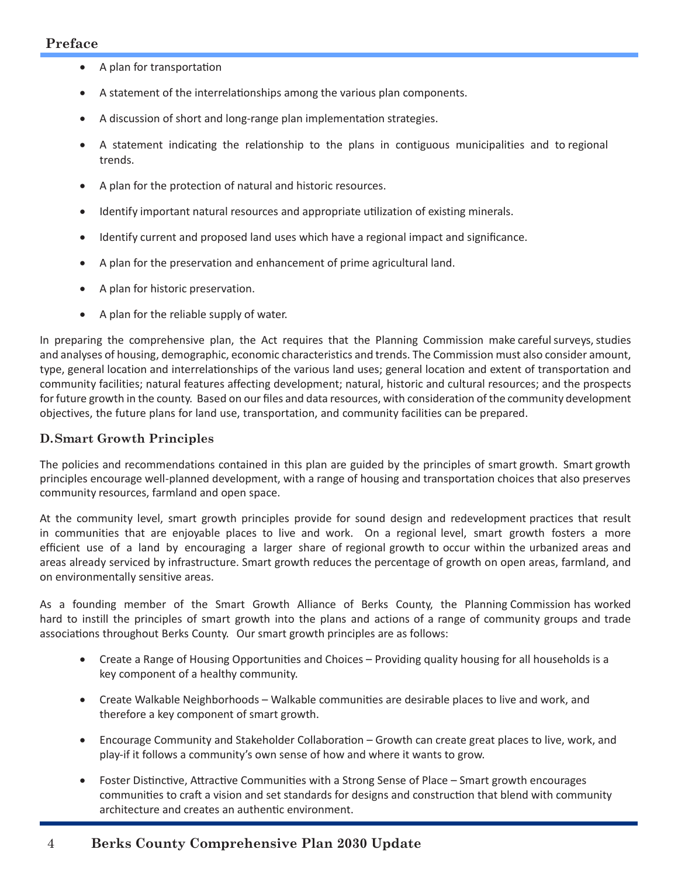- A plan for transportation
- A statement of the interrelationships among the various plan components.
- A discussion of short and long-range plan implementation strategies.
- A statement indicating the relationship to the plans in contiguous municipalities and to regional trends.
- A plan for the protection of natural and historic resources.
- Identify important natural resources and appropriate utilization of existing minerals.
- Identify current and proposed land uses which have a regional impact and significance.
- A plan for the preservation and enhancement of prime agricultural land.
- A plan for historic preservation.
- A plan for the reliable supply of water.

In preparing the comprehensive plan, the Act requires that the Planning Commission make careful surveys, studies and analyses of housing, demographic, economic characteristics and trends. The Commission must also consider amount, type, general location and interrelationships of the various land uses; general location and extent of transportation and community facilities; natural features affecting development; natural, historic and cultural resources; and the prospects for future growth in the county. Based on our files and data resources, with consideration of the community development objectives, the future plans for land use, transportation, and community facilities can be prepared.

### D. Smart Growth Principles

The policies and recommendations contained in this plan are guided by the principles of smart growth. Smart growth principles encourage well-planned development, with a range of housing and transportation choices that also preserves community resources, farmland and open space.

At the community level, smart growth principles provide for sound design and redevelopment practices that result in communities that are enjoyable places to live and work. On a regional level, smart growth fosters a more efficient use of a land by encouraging a larger share of regional growth to occur within the urbanized areas and areas already serviced by infrastructure. Smart growth reduces the percentage of growth on open areas, farmland, and on environmentally sensitive areas.

As a founding member of the Smart Growth Alliance of Berks County, the Planning Commission has worked hard to instill the principles of smart growth into the plans and actions of a range of community groups and trade associations throughout Berks County. Our smart growth principles are as follows:

- Create a Range of Housing Opportunities and Choices – Providing quality housing for all households is a key component of a healthy community.
- Create Walkable Neighborhoods – Walkable communities are desirable places to live and work, and therefore a key component of smart growth.
- Encourage Community and Stakeholder Collaboration – Growth can create great places to live, work, and play-if it follows a community's own sense of how and where it wants to grow.
- Foster Distinctive, Attractive Communities with a Strong Sense of Place – Smart growth encourages communities to craft a vision and set standards for designs and construction that blend with community architecture and creates an authentic environment.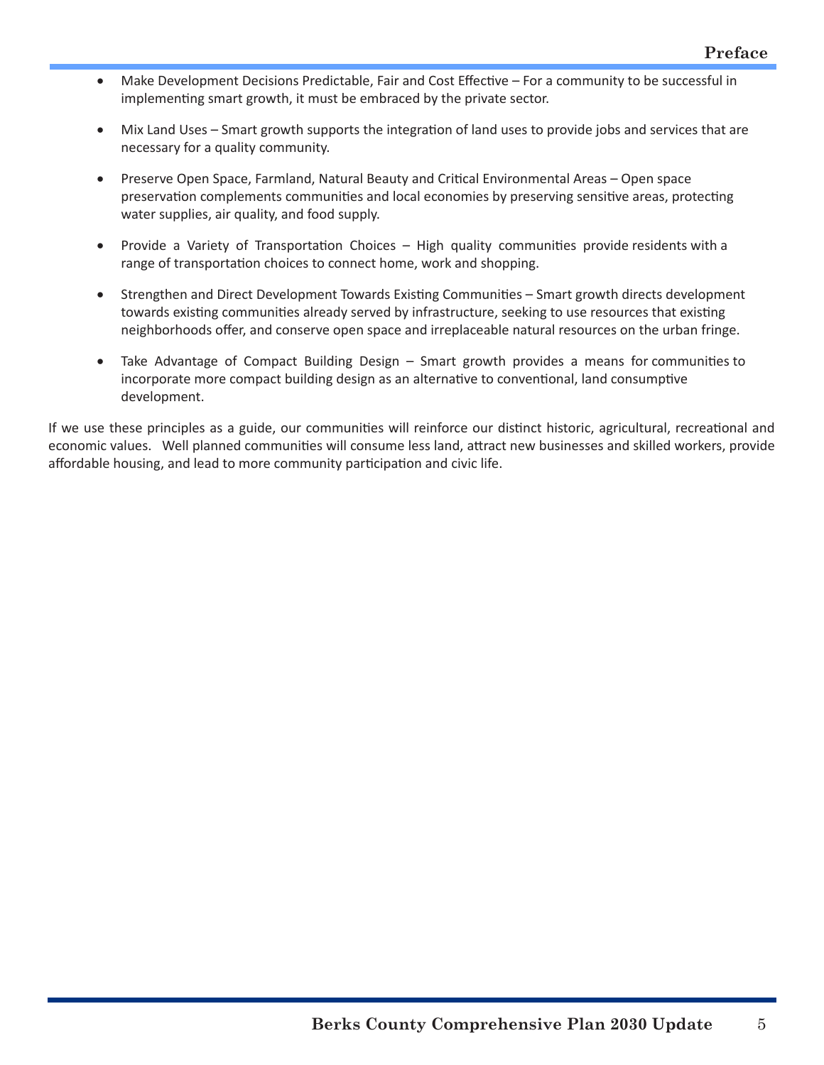- Make Development Decisions Predictable, Fair and Cost Effective – For a community to be successful in implementing smart growth, it must be embraced by the private sector.

- Mix Land Uses – Smart growth supports the integration of land uses to provide jobs and services that are necessary for a quality community.

- Preserve Open Space, Farmland, Natural Beauty and Critical Environmental Areas – Open space preservation complements communities and local economies by preserving sensitive areas, protecting water supplies, air quality, and food supply.

- Provide a Variety of Transportation Choices – High quality communities provide residents with a range of transportation choices to connect home, work and shopping.

- Strengthen and Direct Development Towards Existing Communities – Smart growth directs development towards existing communities already served by infrastructure, seeking to use resources that existing neighborhoods offer, and conserve open space and irreplaceable natural resources on the urban fringe.

- Take Advantage of Compact Building Design – Smart growth provides a means for communities to incorporate more compact building design as an alternative to conventional, land consumptive development.

If we use these principles as a guide, our communities will reinforce our distinct historic, agricultural, recreational and economic values. Well planned communities will consume less land, attract new businesses and skilled workers, provide affordable housing, and lead to more community participation and civic life.